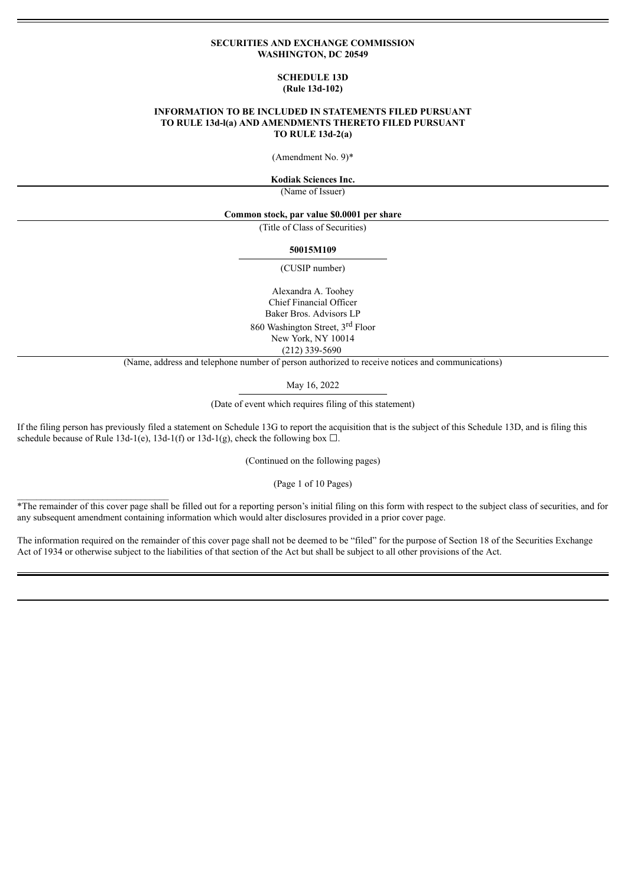**SECURITIES AND EXCHANGE COMMISSION**
**WASHINGTON, DC 20549**

**SCHEDULE 13D**
**(Rule 13d-102)**

**INFORMATION TO BE INCLUDED IN STATEMENTS FILED PURSUANT TO RULE 13d-l(a) AND AMENDMENTS THERETO FILED PURSUANT TO RULE 13d-2(a)**

(Amendment No. 9)*

**Kodiak Sciences Inc.**
(Name of Issuer)

**Common stock, par value $0.0001 per share**
(Title of Class of Securities)

**50015M109**
(CUSIP number)

Alexandra A. Toohey
Chief Financial Officer
Baker Bros. Advisors LP
860 Washington Street, 3rd Floor
New York, NY 10014
(212) 339-5690
(Name, address and telephone number of person authorized to receive notices and communications)

May 16, 2022
(Date of event which requires filing of this statement)

If the filing person has previously filed a statement on Schedule 13G to report the acquisition that is the subject of this Schedule 13D, and is filing this schedule because of Rule 13d-1(e), 13d-1(f) or 13d-1(g), check the following box ☐.

(Continued on the following pages)

(Page 1 of 10 Pages)

*The remainder of this cover page shall be filled out for a reporting person's initial filing on this form with respect to the subject class of securities, and for any subsequent amendment containing information which would alter disclosures provided in a prior cover page.

The information required on the remainder of this cover page shall not be deemed to be "filed" for the purpose of Section 18 of the Securities Exchange Act of 1934 or otherwise subject to the liabilities of that section of the Act but shall be subject to all other provisions of the Act.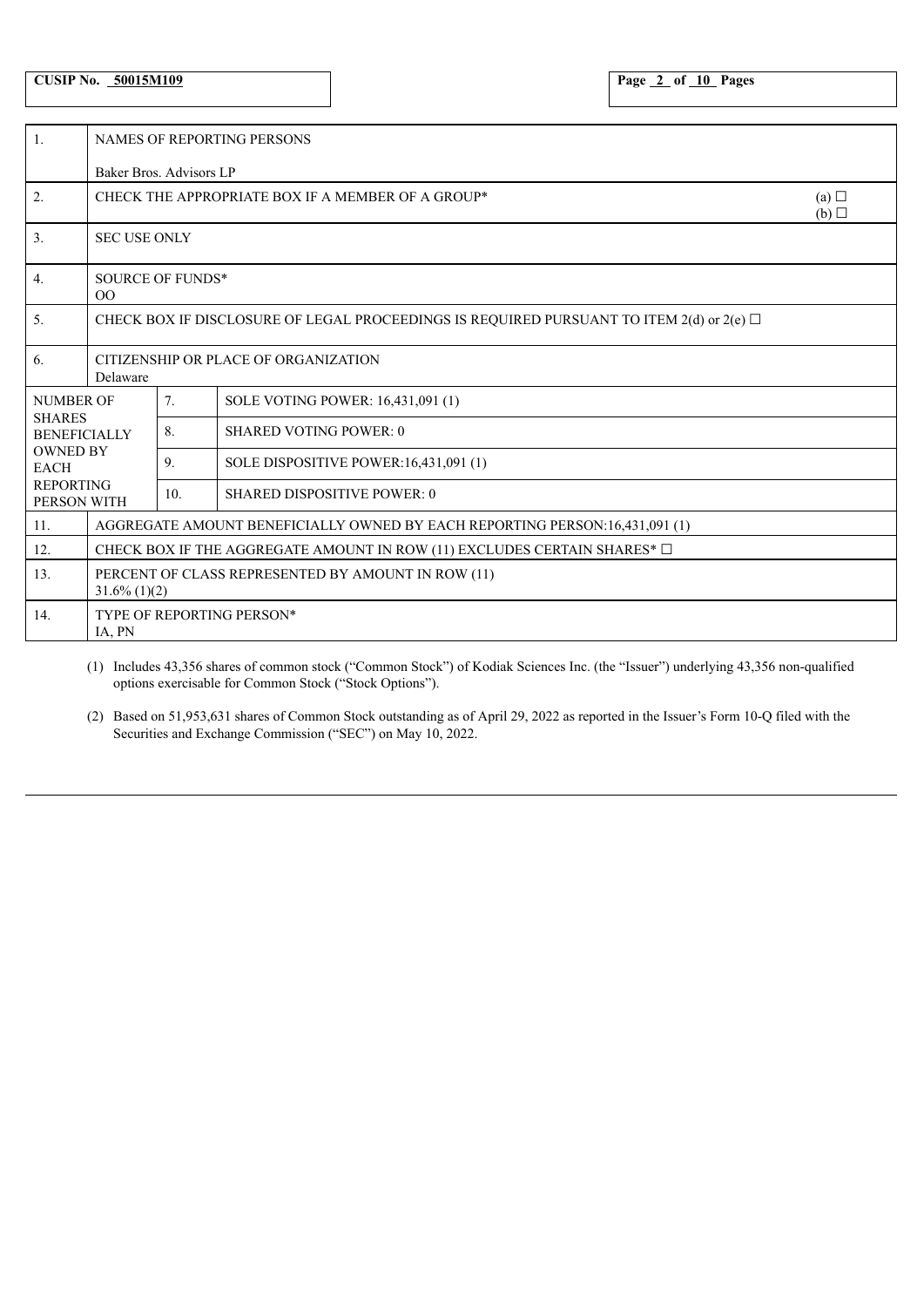| CUSIP No. 50015M109 | Page 2 of 10 Pages |
| --- | --- |

| | | | |
| --- | --- | --- | --- |
| 1. | NAMES OF REPORTING PERSONS<br><br>Baker Bros. Advisors LP | | |
| 2. | CHECK THE APPROPRIATE BOX IF A MEMBER OF A GROUP* | | (a) ☐<br>(b) ☐ |
| 3. | SEC USE ONLY | | |
| 4. | SOURCE OF FUNDS*<br>OO | | |
| 5. | CHECK BOX IF DISCLOSURE OF LEGAL PROCEEDINGS IS REQUIRED PURSUANT TO ITEM 2(d) or 2(e) ☐ | | |
| 6. | CITIZENSHIP OR PLACE OF ORGANIZATION<br>Delaware | | |
| NUMBER OF SHARES BENEFICIALLY OWNED BY EACH REPORTING PERSON WITH | 7. | SOLE VOTING POWER: 16,431,091 (1) | |
| | 8. | SHARED VOTING POWER: 0 | |
| | 9. | SOLE DISPOSITIVE POWER:16,431,091 (1) | |
| | 10. | SHARED DISPOSITIVE POWER: 0 | |
| 11. | AGGREGATE AMOUNT BENEFICIALLY OWNED BY EACH REPORTING PERSON:16,431,091 (1) | | |
| 12. | CHECK BOX IF THE AGGREGATE AMOUNT IN ROW (11) EXCLUDES CERTAIN SHARES* ☐ | | |
| 13. | PERCENT OF CLASS REPRESENTED BY AMOUNT IN ROW (11)<br>31.6% (1)(2) | | |
| 14. | TYPE OF REPORTING PERSON*<br>IA, PN | | |

(1) Includes 43,356 shares of common stock ("Common Stock") of Kodiak Sciences Inc. (the "Issuer") underlying 43,356 non-qualified options exercisable for Common Stock ("Stock Options").

(2) Based on 51,953,631 shares of Common Stock outstanding as of April 29, 2022 as reported in the Issuer's Form 10-Q filed with the Securities and Exchange Commission ("SEC") on May 10, 2022.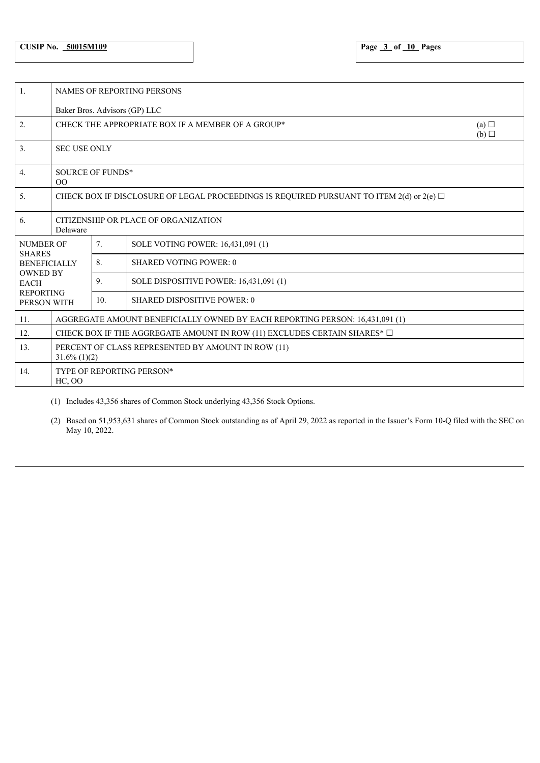CUSIP No. 50015M109

| 1. | NAMES OF REPORTING PERSONS<br><br>Baker Bros. Advisors (GP) LLC | |
|---|---|---|
| 2. | CHECK THE APPROPRIATE BOX IF A MEMBER OF A GROUP* | (a) ☐<br>(b) ☐ |
| 3. | SEC USE ONLY | |
| 4. | SOURCE OF FUNDS*<br>OO | |
| 5. | CHECK BOX IF DISCLOSURE OF LEGAL PROCEEDINGS IS REQUIRED PURSUANT TO ITEM 2(d) or 2(e) ☐ | |
| 6. | CITIZENSHIP OR PLACE OF ORGANIZATION<br>Delaware | |

| NUMBER OF SHARES BENEFICIALLY OWNED BY EACH REPORTING PERSON WITH | 7. | SOLE VOTING POWER: 16,431,091 (1) |
|---|---|---|
| | 8. | SHARED VOTING POWER: 0 |
| | 9. | SOLE DISPOSITIVE POWER: 16,431,091 (1) |
| | 10. | SHARED DISPOSITIVE POWER: 0 |

| 11. | AGGREGATE AMOUNT BENEFICIALLY OWNED BY EACH REPORTING PERSON: 16,431,091 (1) |
|---|---|
| 12. | CHECK BOX IF THE AGGREGATE AMOUNT IN ROW (11) EXCLUDES CERTAIN SHARES* ☐ |
| 13. | PERCENT OF CLASS REPRESENTED BY AMOUNT IN ROW (11)<br>31.6% (1)(2) |
| 14. | TYPE OF REPORTING PERSON*<br>HC, OO |

(1) Includes 43,356 shares of Common Stock underlying 43,356 Stock Options.

(2) Based on 51,953,631 shares of Common Stock outstanding as of April 29, 2022 as reported in the Issuer's Form 10-Q filed with the SEC on May 10, 2022.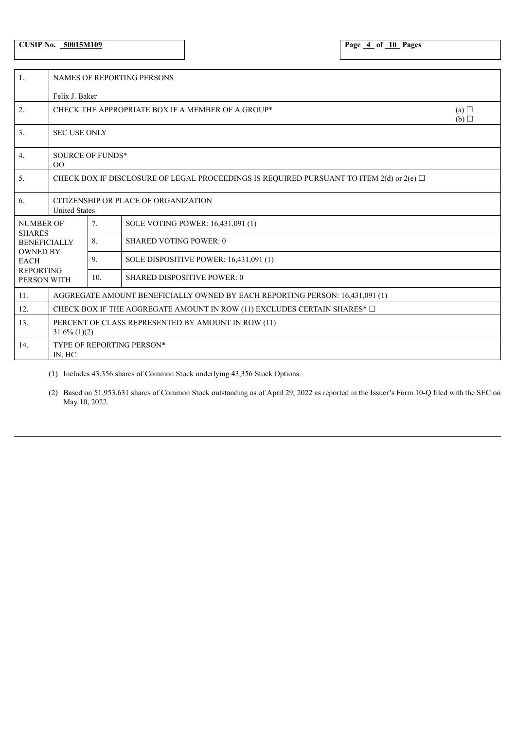**CUSIP No. 50015M109**

| | | | |
|---|---|---|---|
| 1. | NAMES OF REPORTING PERSONS<br><br>Felix J. Baker | | |
| 2. | CHECK THE APPROPRIATE BOX IF A MEMBER OF A GROUP* | | (a) ☐<br>(b) ☐ |
| 3. | SEC USE ONLY | | |
| 4. | SOURCE OF FUNDS*<br>OO | | |
| 5. | CHECK BOX IF DISCLOSURE OF LEGAL PROCEEDINGS IS REQUIRED PURSUANT TO ITEM 2(d) or 2(e) ☐ | | |
| 6. | CITIZENSHIP OR PLACE OF ORGANIZATION<br>United States | | |
| NUMBER OF SHARES BENEFICIALLY OWNED BY EACH REPORTING PERSON WITH | 7. | SOLE VOTING POWER: 16,431,091 (1) | |
| | 8. | SHARED VOTING POWER: 0 | |
| | 9. | SOLE DISPOSITIVE POWER: 16,431,091 (1) | |
| | 10. | SHARED DISPOSITIVE POWER: 0 | |
| 11. | AGGREGATE AMOUNT BENEFICIALLY OWNED BY EACH REPORTING PERSON: 16,431,091 (1) | | |
| 12. | CHECK BOX IF THE AGGREGATE AMOUNT IN ROW (11) EXCLUDES CERTAIN SHARES* ☐ | | |
| 13. | PERCENT OF CLASS REPRESENTED BY AMOUNT IN ROW (11)<br>31.6% (1)(2) | | |
| 14. | TYPE OF REPORTING PERSON*<br>IN, HC | | |

(1) Includes 43,356 shares of Common Stock underlying 43,356 Stock Options.

(2) Based on 51,953,631 shares of Common Stock outstanding as of April 29, 2022 as reported in the Issuer's Form 10-Q filed with the SEC on May 10, 2022.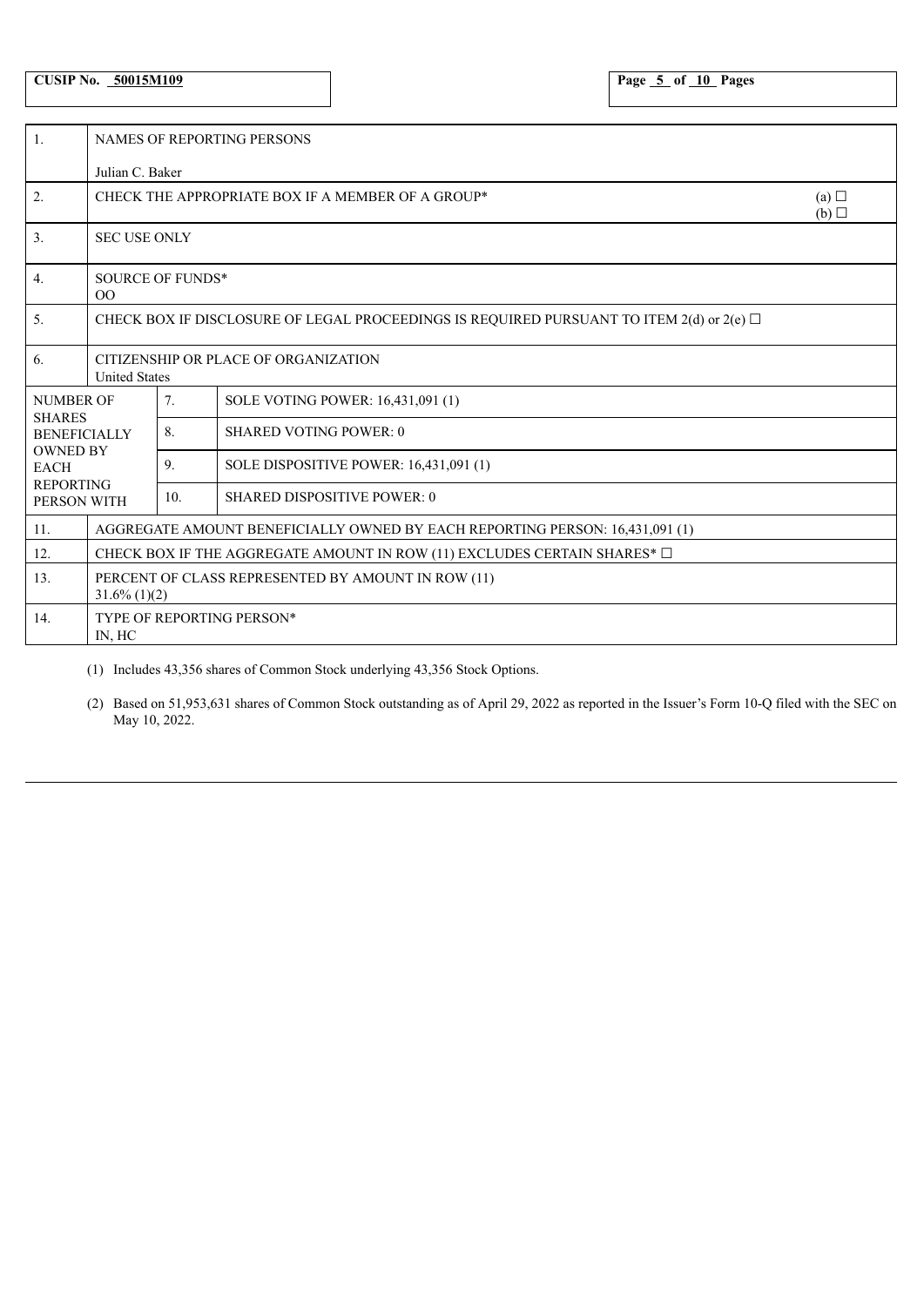| CUSIP No. 50015M109 | |
| --- | --- |

| | | | |
| --- | --- | --- | --- |
| 1. | NAMES OF REPORTING PERSONS<br><br>Julian C. Baker | | |
| 2. | CHECK THE APPROPRIATE BOX IF A MEMBER OF A GROUP* | | (a) ☐<br>(b) ☐ |
| 3. | SEC USE ONLY | | |
| 4. | SOURCE OF FUNDS*<br>OO | | |
| 5. | CHECK BOX IF DISCLOSURE OF LEGAL PROCEEDINGS IS REQUIRED PURSUANT TO ITEM 2(d) or 2(e) ☐ | | |
| 6. | CITIZENSHIP OR PLACE OF ORGANIZATION<br>United States | | |
| NUMBER OF SHARES BENEFICIALLY OWNED BY EACH REPORTING PERSON WITH | 7. | SOLE VOTING POWER: 16,431,091 (1) | |
| | 8. | SHARED VOTING POWER: 0 | |
| | 9. | SOLE DISPOSITIVE POWER: 16,431,091 (1) | |
| | 10. | SHARED DISPOSITIVE POWER: 0 | |
| 11. | AGGREGATE AMOUNT BENEFICIALLY OWNED BY EACH REPORTING PERSON: 16,431,091 (1) | | |
| 12. | CHECK BOX IF THE AGGREGATE AMOUNT IN ROW (11) EXCLUDES CERTAIN SHARES* ☐ | | |
| 13. | PERCENT OF CLASS REPRESENTED BY AMOUNT IN ROW (11)<br>31.6% (1)(2) | | |
| 14. | TYPE OF REPORTING PERSON*<br>IN, HC | | |

(1) Includes 43,356 shares of Common Stock underlying 43,356 Stock Options.

(2) Based on 51,953,631 shares of Common Stock outstanding as of April 29, 2022 as reported in the Issuer's Form 10-Q filed with the SEC on May 10, 2022.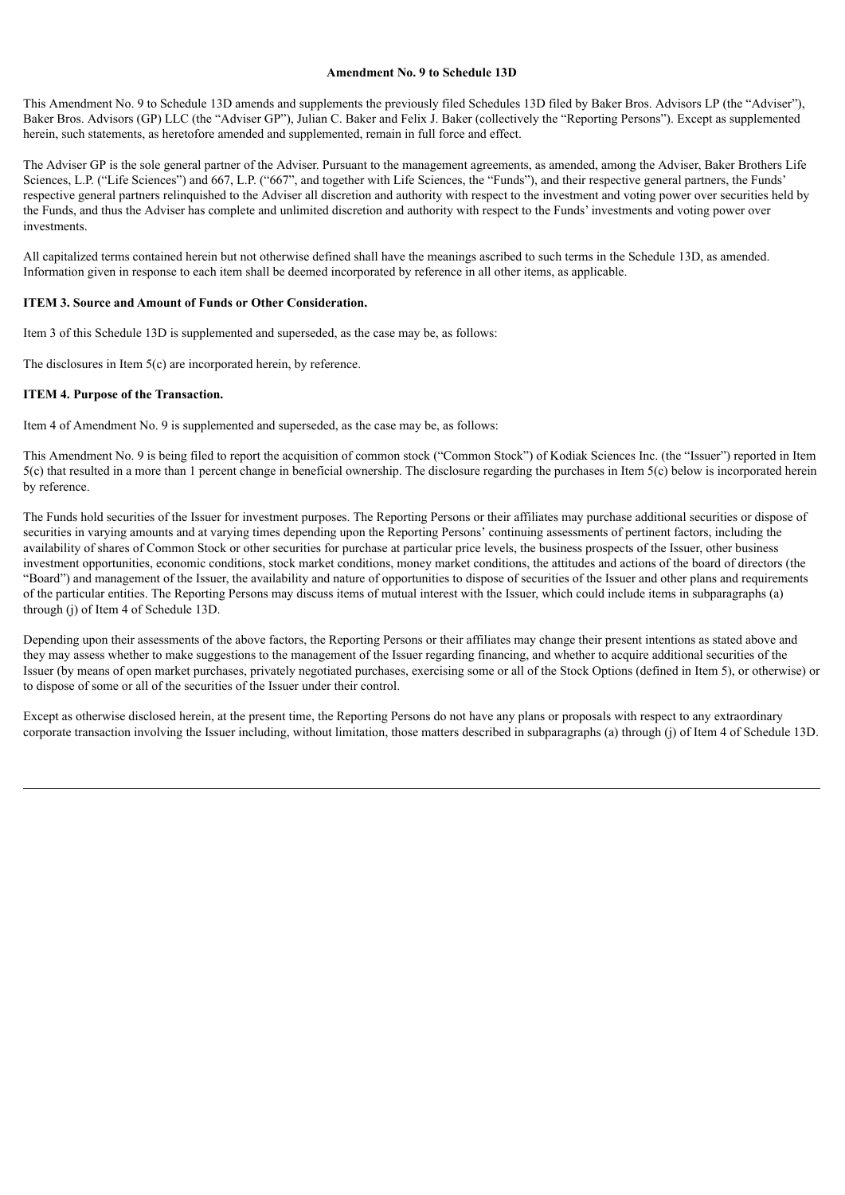**Amendment No. 9 to Schedule 13D**

This Amendment No. 9 to Schedule 13D amends and supplements the previously filed Schedules 13D filed by Baker Bros. Advisors LP (the "Adviser"), Baker Bros. Advisors (GP) LLC (the "Adviser GP"), Julian C. Baker and Felix J. Baker (collectively the "Reporting Persons"). Except as supplemented herein, such statements, as heretofore amended and supplemented, remain in full force and effect.

The Adviser GP is the sole general partner of the Adviser. Pursuant to the management agreements, as amended, among the Adviser, Baker Brothers Life Sciences, L.P. ("Life Sciences") and 667, L.P. ("667", and together with Life Sciences, the "Funds"), and their respective general partners, the Funds' respective general partners relinquished to the Adviser all discretion and authority with respect to the investment and voting power over securities held by the Funds, and thus the Adviser has complete and unlimited discretion and authority with respect to the Funds' investments and voting power over investments.

All capitalized terms contained herein but not otherwise defined shall have the meanings ascribed to such terms in the Schedule 13D, as amended. Information given in response to each item shall be deemed incorporated by reference in all other items, as applicable.

**ITEM 3. Source and Amount of Funds or Other Consideration.**

Item 3 of this Schedule 13D is supplemented and superseded, as the case may be, as follows:

The disclosures in Item 5(c) are incorporated herein, by reference.

**ITEM 4. Purpose of the Transaction.**

Item 4 of Amendment No. 9 is supplemented and superseded, as the case may be, as follows:

This Amendment No. 9 is being filed to report the acquisition of common stock ("Common Stock") of Kodiak Sciences Inc. (the "Issuer") reported in Item 5(c) that resulted in a more than 1 percent change in beneficial ownership. The disclosure regarding the purchases in Item 5(c) below is incorporated herein by reference.

The Funds hold securities of the Issuer for investment purposes. The Reporting Persons or their affiliates may purchase additional securities or dispose of securities in varying amounts and at varying times depending upon the Reporting Persons' continuing assessments of pertinent factors, including the availability of shares of Common Stock or other securities for purchase at particular price levels, the business prospects of the Issuer, other business investment opportunities, economic conditions, stock market conditions, money market conditions, the attitudes and actions of the board of directors (the "Board") and management of the Issuer, the availability and nature of opportunities to dispose of securities of the Issuer and other plans and requirements of the particular entities. The Reporting Persons may discuss items of mutual interest with the Issuer, which could include items in subparagraphs (a) through (j) of Item 4 of Schedule 13D.

Depending upon their assessments of the above factors, the Reporting Persons or their affiliates may change their present intentions as stated above and they may assess whether to make suggestions to the management of the Issuer regarding financing, and whether to acquire additional securities of the Issuer (by means of open market purchases, privately negotiated purchases, exercising some or all of the Stock Options (defined in Item 5), or otherwise) or to dispose of some or all of the securities of the Issuer under their control.

Except as otherwise disclosed herein, at the present time, the Reporting Persons do not have any plans or proposals with respect to any extraordinary corporate transaction involving the Issuer including, without limitation, those matters described in subparagraphs (a) through (j) of Item 4 of Schedule 13D.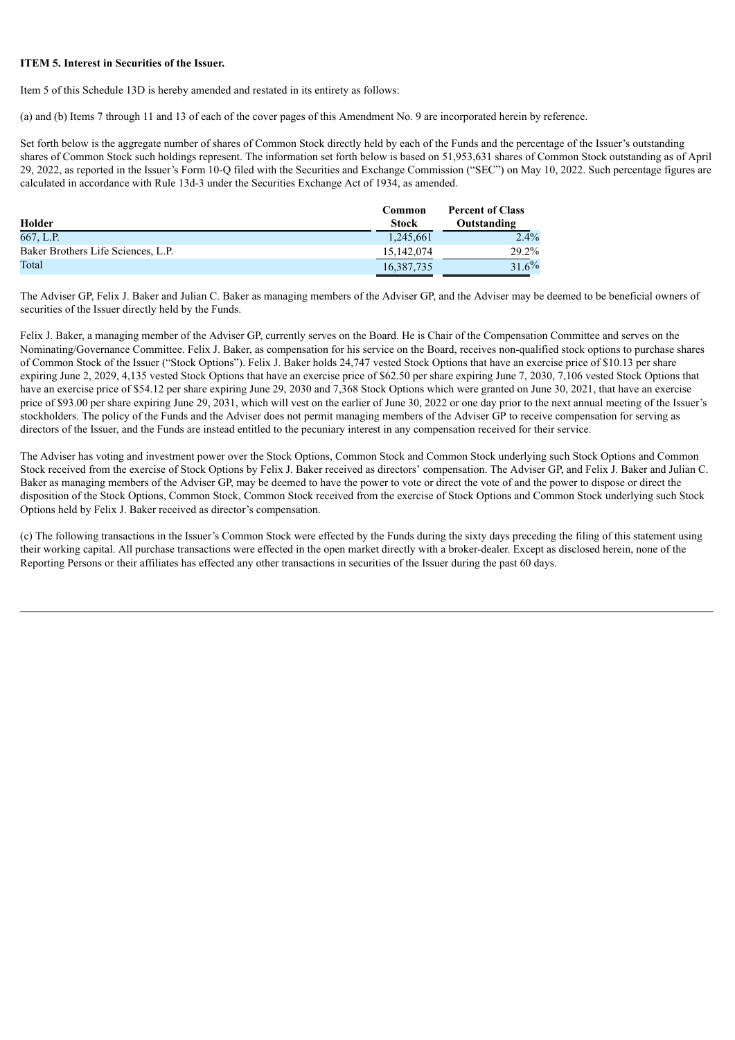**ITEM 5. Interest in Securities of the Issuer.**

Item 5 of this Schedule 13D is hereby amended and restated in its entirety as follows:

(a) and (b) Items 7 through 11 and 13 of each of the cover pages of this Amendment No. 9 are incorporated herein by reference.

Set forth below is the aggregate number of shares of Common Stock directly held by each of the Funds and the percentage of the Issuer's outstanding shares of Common Stock such holdings represent. The information set forth below is based on 51,953,631 shares of Common Stock outstanding as of April 29, 2022, as reported in the Issuer's Form 10-Q filed with the Securities and Exchange Commission ("SEC") on May 10, 2022. Such percentage figures are calculated in accordance with Rule 13d-3 under the Securities Exchange Act of 1934, as amended.

| Holder | Common Stock | Percent of Class Outstanding |
|---|---|---|
| 667, L.P. | 1,245,661 | 2.4% |
| Baker Brothers Life Sciences, L.P. | 15,142,074 | 29.2% |
| Total | 16,387,735 | 31.6% |

The Adviser GP, Felix J. Baker and Julian C. Baker as managing members of the Adviser GP, and the Adviser may be deemed to be beneficial owners of securities of the Issuer directly held by the Funds.

Felix J. Baker, a managing member of the Adviser GP, currently serves on the Board. He is Chair of the Compensation Committee and serves on the Nominating/Governance Committee. Felix J. Baker, as compensation for his service on the Board, receives non-qualified stock options to purchase shares of Common Stock of the Issuer ("Stock Options"). Felix J. Baker holds 24,747 vested Stock Options that have an exercise price of $10.13 per share expiring June 2, 2029, 4,135 vested Stock Options that have an exercise price of $62.50 per share expiring June 7, 2030, 7,106 vested Stock Options that have an exercise price of $54.12 per share expiring June 29, 2030 and 7,368 Stock Options which were granted on June 30, 2021, that have an exercise price of $93.00 per share expiring June 29, 2031, which will vest on the earlier of June 30, 2022 or one day prior to the next annual meeting of the Issuer's stockholders. The policy of the Funds and the Adviser does not permit managing members of the Adviser GP to receive compensation for serving as directors of the Issuer, and the Funds are instead entitled to the pecuniary interest in any compensation received for their service.

The Adviser has voting and investment power over the Stock Options, Common Stock and Common Stock underlying such Stock Options and Common Stock received from the exercise of Stock Options by Felix J. Baker received as directors' compensation. The Adviser GP, and Felix J. Baker and Julian C. Baker as managing members of the Adviser GP, may be deemed to have the power to vote or direct the vote of and the power to dispose or direct the disposition of the Stock Options, Common Stock, Common Stock received from the exercise of Stock Options and Common Stock underlying such Stock Options held by Felix J. Baker received as director's compensation.

(c) The following transactions in the Issuer's Common Stock were effected by the Funds during the sixty days preceding the filing of this statement using their working capital. All purchase transactions were effected in the open market directly with a broker-dealer. Except as disclosed herein, none of the Reporting Persons or their affiliates has effected any other transactions in securities of the Issuer during the past 60 days.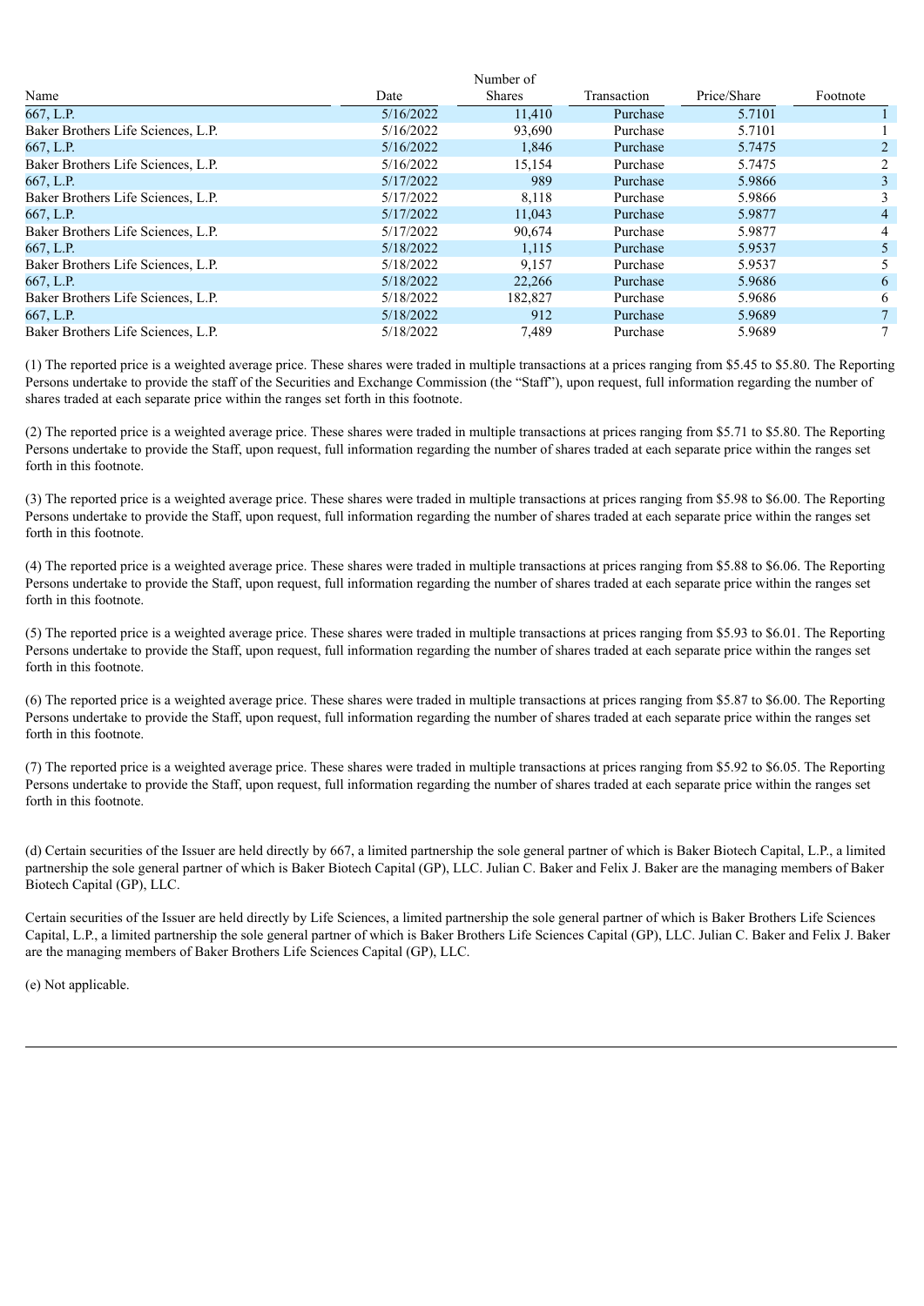| Name | Date | Number of Shares | Transaction | Price/Share | Footnote |
|---|---|---|---|---|---|
| 667, L.P. | 5/16/2022 | 11,410 | Purchase | 5.7101 | 1 |
| Baker Brothers Life Sciences, L.P. | 5/16/2022 | 93,690 | Purchase | 5.7101 | 1 |
| 667, L.P. | 5/16/2022 | 1,846 | Purchase | 5.7475 | 2 |
| Baker Brothers Life Sciences, L.P. | 5/16/2022 | 15,154 | Purchase | 5.7475 | 2 |
| 667, L.P. | 5/17/2022 | 989 | Purchase | 5.9866 | 3 |
| Baker Brothers Life Sciences, L.P. | 5/17/2022 | 8,118 | Purchase | 5.9866 | 3 |
| 667, L.P. | 5/17/2022 | 11,043 | Purchase | 5.9877 | 4 |
| Baker Brothers Life Sciences, L.P. | 5/17/2022 | 90,674 | Purchase | 5.9877 | 4 |
| 667, L.P. | 5/18/2022 | 1,115 | Purchase | 5.9537 | 5 |
| Baker Brothers Life Sciences, L.P. | 5/18/2022 | 9,157 | Purchase | 5.9537 | 5 |
| 667, L.P. | 5/18/2022 | 22,266 | Purchase | 5.9686 | 6 |
| Baker Brothers Life Sciences, L.P. | 5/18/2022 | 182,827 | Purchase | 5.9686 | 6 |
| 667, L.P. | 5/18/2022 | 912 | Purchase | 5.9689 | 7 |
| Baker Brothers Life Sciences, L.P. | 5/18/2022 | 7,489 | Purchase | 5.9689 | 7 |

(1) The reported price is a weighted average price. These shares were traded in multiple transactions at a prices ranging from $5.45 to $5.80. The Reporting Persons undertake to provide the staff of the Securities and Exchange Commission (the "Staff"), upon request, full information regarding the number of shares traded at each separate price within the ranges set forth in this footnote.

(2) The reported price is a weighted average price. These shares were traded in multiple transactions at prices ranging from $5.71 to $5.80. The Reporting Persons undertake to provide the Staff, upon request, full information regarding the number of shares traded at each separate price within the ranges set forth in this footnote.

(3) The reported price is a weighted average price. These shares were traded in multiple transactions at prices ranging from $5.98 to $6.00. The Reporting Persons undertake to provide the Staff, upon request, full information regarding the number of shares traded at each separate price within the ranges set forth in this footnote.

(4) The reported price is a weighted average price. These shares were traded in multiple transactions at prices ranging from $5.88 to $6.06. The Reporting Persons undertake to provide the Staff, upon request, full information regarding the number of shares traded at each separate price within the ranges set forth in this footnote.

(5) The reported price is a weighted average price. These shares were traded in multiple transactions at prices ranging from $5.93 to $6.01. The Reporting Persons undertake to provide the Staff, upon request, full information regarding the number of shares traded at each separate price within the ranges set forth in this footnote.

(6) The reported price is a weighted average price. These shares were traded in multiple transactions at prices ranging from $5.87 to $6.00. The Reporting Persons undertake to provide the Staff, upon request, full information regarding the number of shares traded at each separate price within the ranges set forth in this footnote.

(7) The reported price is a weighted average price. These shares were traded in multiple transactions at prices ranging from $5.92 to $6.05. The Reporting Persons undertake to provide the Staff, upon request, full information regarding the number of shares traded at each separate price within the ranges set forth in this footnote.

(d) Certain securities of the Issuer are held directly by 667, a limited partnership the sole general partner of which is Baker Biotech Capital, L.P., a limited partnership the sole general partner of which is Baker Biotech Capital (GP), LLC. Julian C. Baker and Felix J. Baker are the managing members of Baker Biotech Capital (GP), LLC.

Certain securities of the Issuer are held directly by Life Sciences, a limited partnership the sole general partner of which is Baker Brothers Life Sciences Capital, L.P., a limited partnership the sole general partner of which is Baker Brothers Life Sciences Capital (GP), LLC. Julian C. Baker and Felix J. Baker are the managing members of Baker Brothers Life Sciences Capital (GP), LLC.

(e) Not applicable.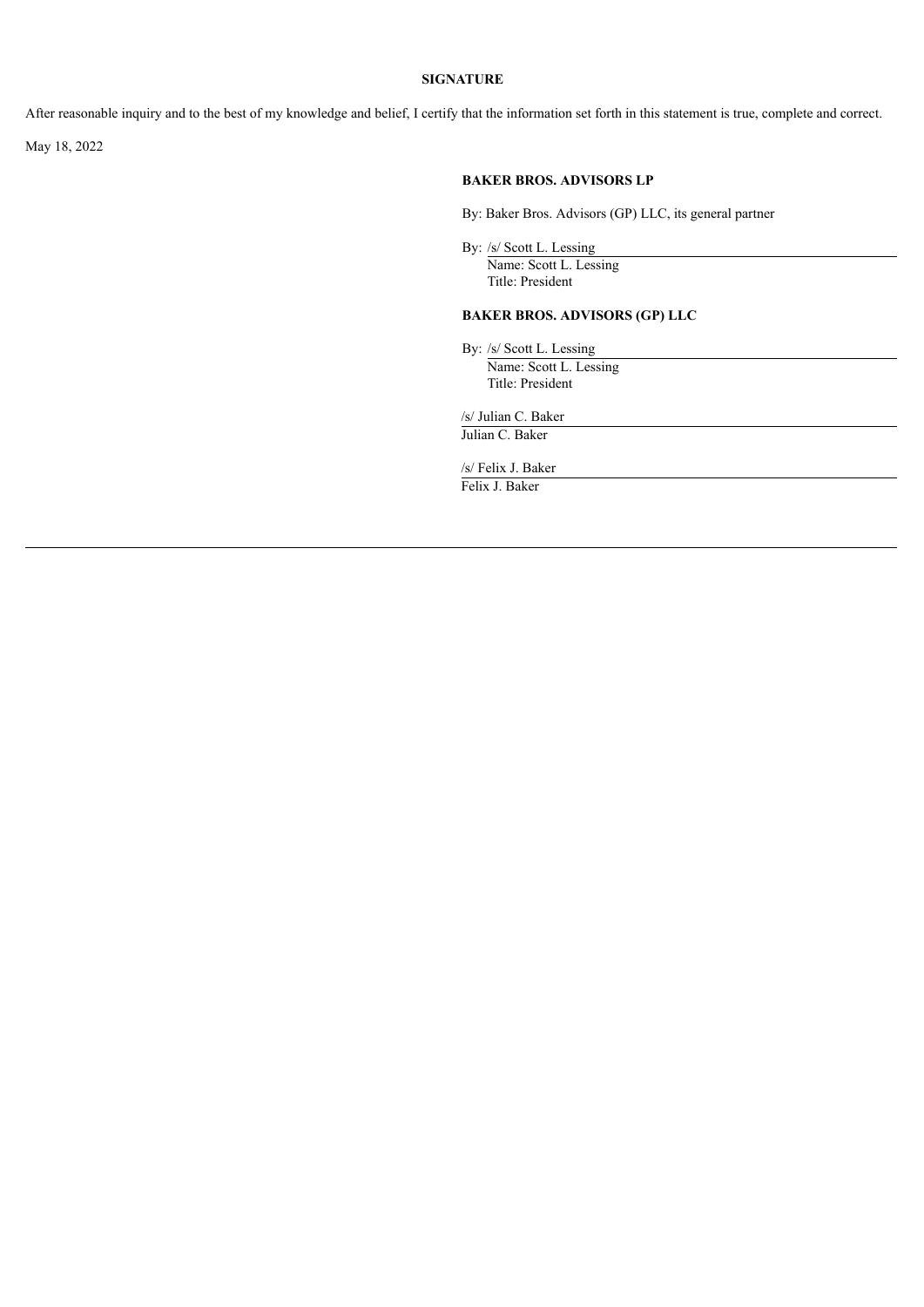**SIGNATURE**

After reasonable inquiry and to the best of my knowledge and belief, I certify that the information set forth in this statement is true, complete and correct.

May 18, 2022

**BAKER BROS. ADVISORS LP**

By: Baker Bros. Advisors (GP) LLC, its general partner

By: /s/ Scott L. Lessing
Name: Scott L. Lessing
Title: President

**BAKER BROS. ADVISORS (GP) LLC**

By: /s/ Scott L. Lessing
Name: Scott L. Lessing
Title: President

/s/ Julian C. Baker
Julian C. Baker

/s/ Felix J. Baker
Felix J. Baker